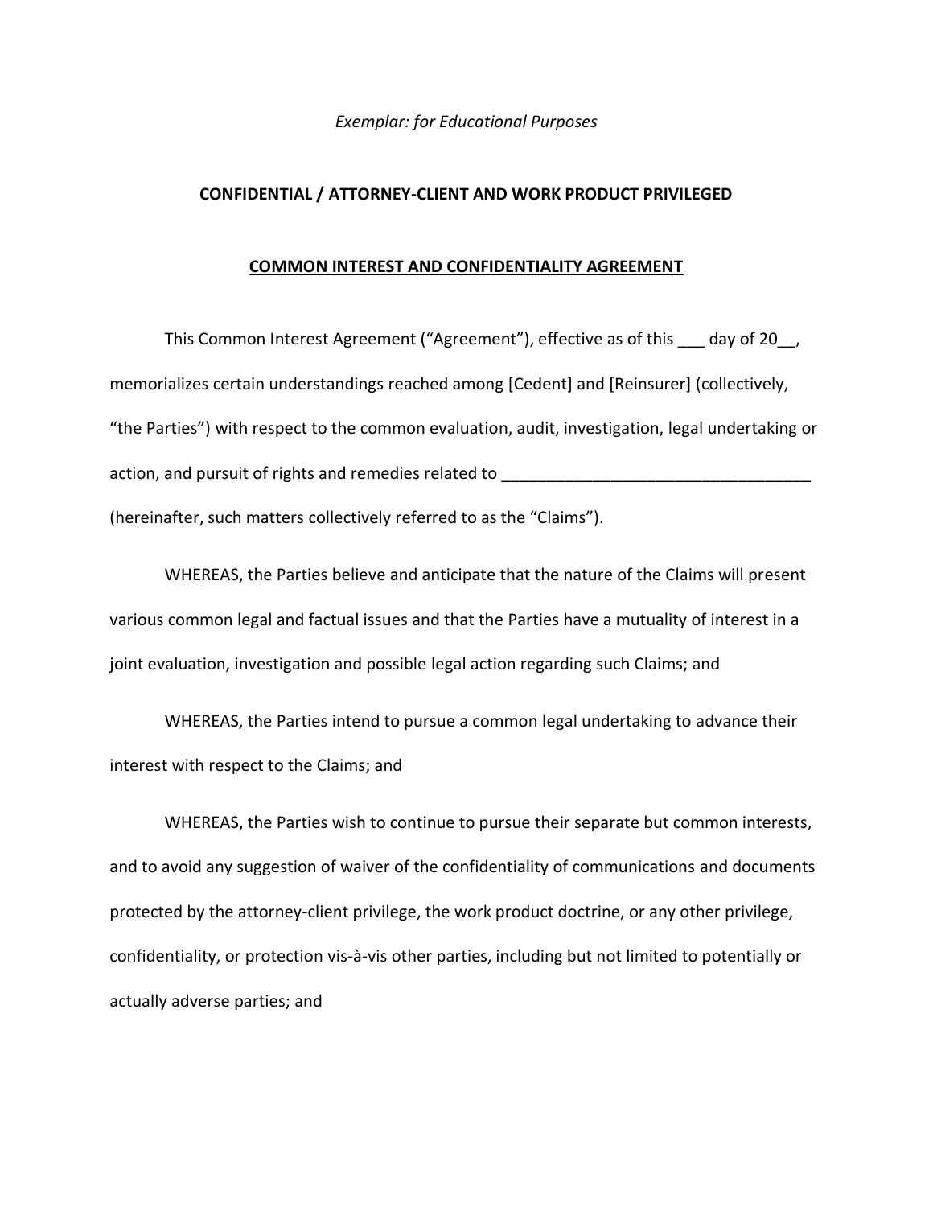*Exemplar: for Educational Purposes*

**CONFIDENTIAL / ATTORNEY-CLIENT AND WORK PRODUCT PRIVILEGED**

# COMMON INTEREST AND CONFIDENTIALITY AGREEMENT

This Common Interest Agreement ("Agreement"), effective as of this ___ day of 20__, memorializes certain understandings reached among [Cedent] and [Reinsurer] (collectively, "the Parties") with respect to the common evaluation, audit, investigation, legal undertaking or action, and pursuit of rights and remedies related to _________________________________ (hereinafter, such matters collectively referred to as the "Claims").

WHEREAS, the Parties believe and anticipate that the nature of the Claims will present various common legal and factual issues and that the Parties have a mutuality of interest in a joint evaluation, investigation and possible legal action regarding such Claims; and

WHEREAS, the Parties intend to pursue a common legal undertaking to advance their interest with respect to the Claims; and

WHEREAS, the Parties wish to continue to pursue their separate but common interests, and to avoid any suggestion of waiver of the confidentiality of communications and documents protected by the attorney-client privilege, the work product doctrine, or any other privilege, confidentiality, or protection vis-à-vis other parties, including but not limited to potentially or actually adverse parties; and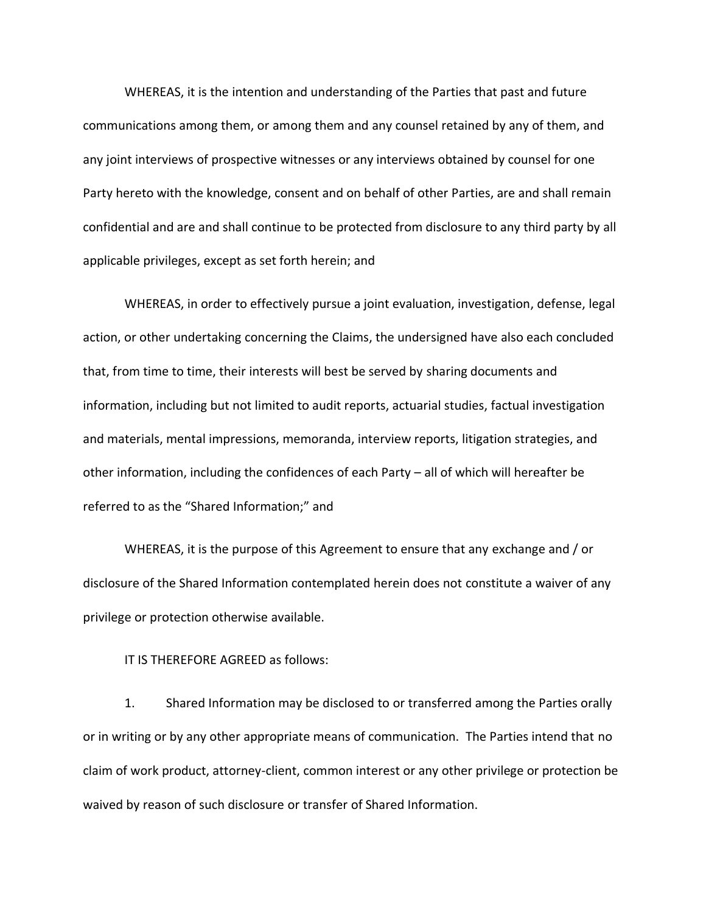WHEREAS, it is the intention and understanding of the Parties that past and future communications among them, or among them and any counsel retained by any of them, and any joint interviews of prospective witnesses or any interviews obtained by counsel for one Party hereto with the knowledge, consent and on behalf of other Parties, are and shall remain confidential and are and shall continue to be protected from disclosure to any third party by all applicable privileges, except as set forth herein; and

WHEREAS, in order to effectively pursue a joint evaluation, investigation, defense, legal action, or other undertaking concerning the Claims, the undersigned have also each concluded that, from time to time, their interests will best be served by sharing documents and information, including but not limited to audit reports, actuarial studies, factual investigation and materials, mental impressions, memoranda, interview reports, litigation strategies, and other information, including the confidences of each Party – all of which will hereafter be referred to as the "Shared Information;" and

WHEREAS, it is the purpose of this Agreement to ensure that any exchange and / or disclosure of the Shared Information contemplated herein does not constitute a waiver of any privilege or protection otherwise available.

IT IS THEREFORE AGREED as follows:

1. Shared Information may be disclosed to or transferred among the Parties orally or in writing or by any other appropriate means of communication. The Parties intend that no claim of work product, attorney-client, common interest or any other privilege or protection be waived by reason of such disclosure or transfer of Shared Information.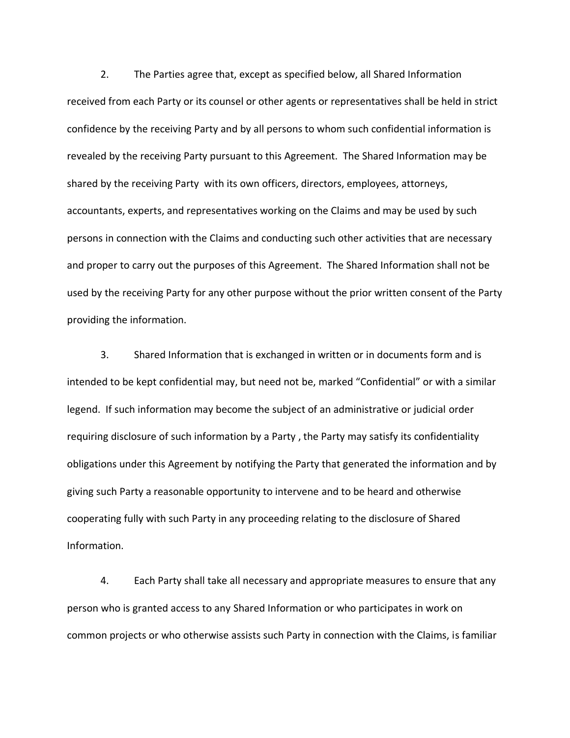2. The Parties agree that, except as specified below, all Shared Information received from each Party or its counsel or other agents or representatives shall be held in strict confidence by the receiving Party and by all persons to whom such confidential information is revealed by the receiving Party pursuant to this Agreement. The Shared Information may be shared by the receiving Party with its own officers, directors, employees, attorneys, accountants, experts, and representatives working on the Claims and may be used by such persons in connection with the Claims and conducting such other activities that are necessary and proper to carry out the purposes of this Agreement. The Shared Information shall not be used by the receiving Party for any other purpose without the prior written consent of the Party providing the information.

3. Shared Information that is exchanged in written or in documents form and is intended to be kept confidential may, but need not be, marked "Confidential" or with a similar legend. If such information may become the subject of an administrative or judicial order requiring disclosure of such information by a Party , the Party may satisfy its confidentiality obligations under this Agreement by notifying the Party that generated the information and by giving such Party a reasonable opportunity to intervene and to be heard and otherwise cooperating fully with such Party in any proceeding relating to the disclosure of Shared Information.

4. Each Party shall take all necessary and appropriate measures to ensure that any person who is granted access to any Shared Information or who participates in work on common projects or who otherwise assists such Party in connection with the Claims, is familiar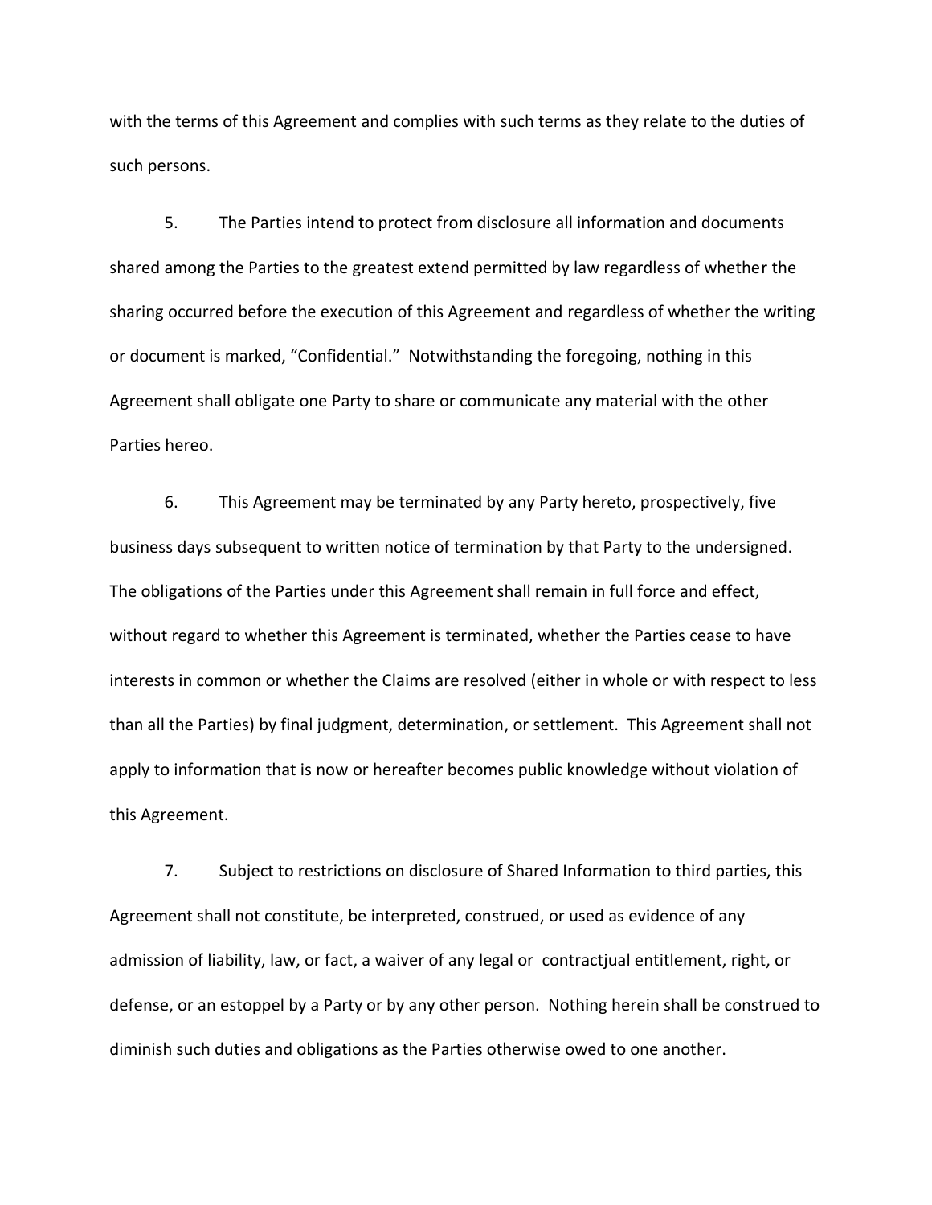with the terms of this Agreement and complies with such terms as they relate to the duties of such persons.

5. The Parties intend to protect from disclosure all information and documents shared among the Parties to the greatest extend permitted by law regardless of whether the sharing occurred before the execution of this Agreement and regardless of whether the writing or document is marked, "Confidential." Notwithstanding the foregoing, nothing in this Agreement shall obligate one Party to share or communicate any material with the other Parties hereo.

6. This Agreement may be terminated by any Party hereto, prospectively, five business days subsequent to written notice of termination by that Party to the undersigned. The obligations of the Parties under this Agreement shall remain in full force and effect, without regard to whether this Agreement is terminated, whether the Parties cease to have interests in common or whether the Claims are resolved (either in whole or with respect to less than all the Parties) by final judgment, determination, or settlement. This Agreement shall not apply to information that is now or hereafter becomes public knowledge without violation of this Agreement.

7. Subject to restrictions on disclosure of Shared Information to third parties, this Agreement shall not constitute, be interpreted, construed, or used as evidence of any admission of liability, law, or fact, a waiver of any legal or contractjual entitlement, right, or defense, or an estoppel by a Party or by any other person. Nothing herein shall be construed to diminish such duties and obligations as the Parties otherwise owed to one another.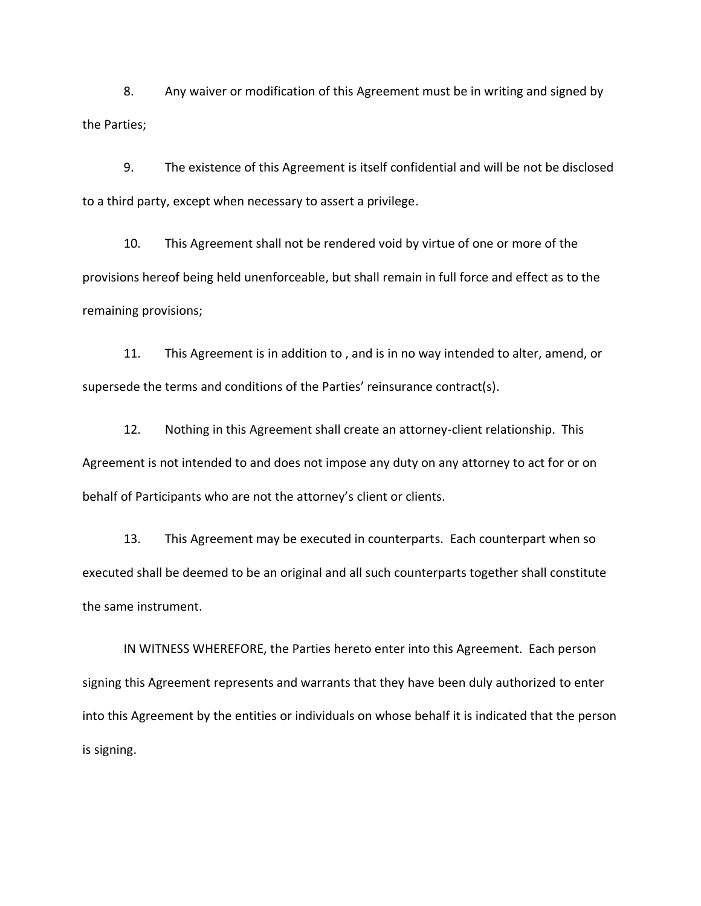8. Any waiver or modification of this Agreement must be in writing and signed by the Parties;

9. The existence of this Agreement is itself confidential and will be not be disclosed to a third party, except when necessary to assert a privilege.

10. This Agreement shall not be rendered void by virtue of one or more of the provisions hereof being held unenforceable, but shall remain in full force and effect as to the remaining provisions;

11. This Agreement is in addition to , and is in no way intended to alter, amend, or supersede the terms and conditions of the Parties' reinsurance contract(s).

12. Nothing in this Agreement shall create an attorney-client relationship. This Agreement is not intended to and does not impose any duty on any attorney to act for or on behalf of Participants who are not the attorney's client or clients.

13. This Agreement may be executed in counterparts. Each counterpart when so executed shall be deemed to be an original and all such counterparts together shall constitute the same instrument.

IN WITNESS WHEREFORE, the Parties hereto enter into this Agreement. Each person signing this Agreement represents and warrants that they have been duly authorized to enter into this Agreement by the entities or individuals on whose behalf it is indicated that the person is signing.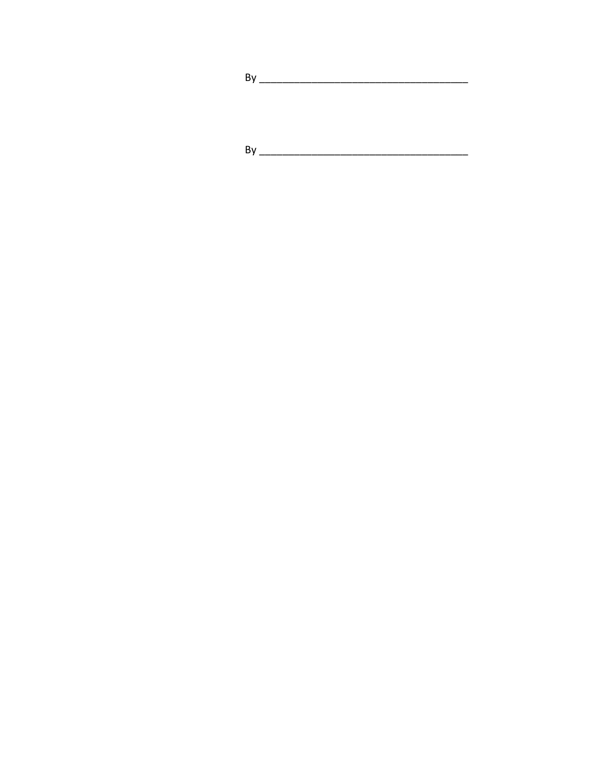By ______________________________________

By ______________________________________